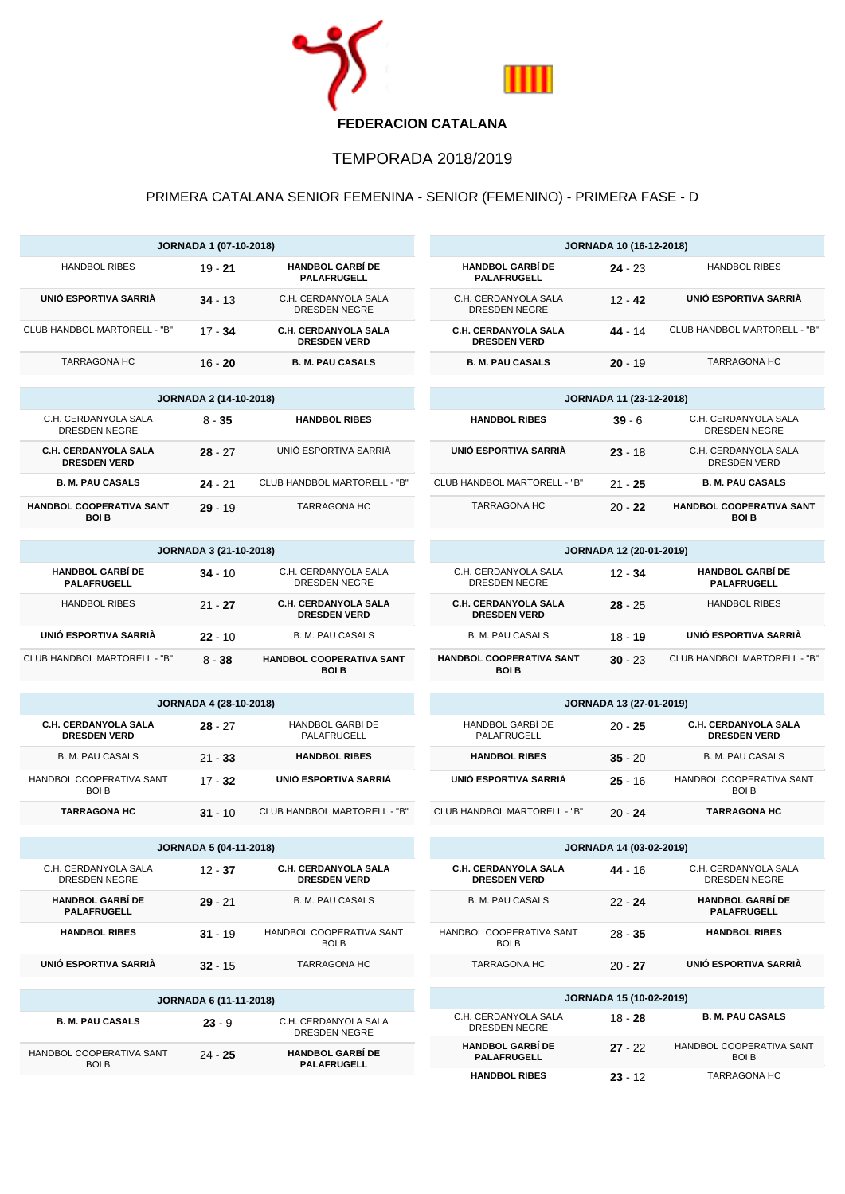**FEDERACION CATALANA**

# TEMPORADA 2018/2019

## PRIMERA CATALANA SENIOR FEMENINA - SENIOR (FEMENINO) - PRIMERA FASE - D

| JORNADA 1 (07-10-2018) | | |
|---|---|---|
| HANDBOL RIBES | 19 - **21** | **HANDBOL GARBÍ DE PALAFRUGELL** |
| **UNIÓ ESPORTIVA SARRIÀ** | **34** - 13 | C.H. CERDANYOLA SALA DRESDEN NEGRE |
| CLUB HANDBOL MARTORELL - "B" | 17 - **34** | **C.H. CERDANYOLA SALA DRESDEN VERD** |
| TARRAGONA HC | 16 - **20** | **B. M. PAU CASALS** |

| JORNADA 2 (14-10-2018) | | |
|---|---|---|
| C.H. CERDANYOLA SALA DRESDEN NEGRE | 8 - **35** | **HANDBOL RIBES** |
| **C.H. CERDANYOLA SALA DRESDEN VERD** | **28** - 27 | UNIÓ ESPORTIVA SARRIÀ |
| **B. M. PAU CASALS** | **24** - 21 | CLUB HANDBOL MARTORELL - "B" |
| **HANDBOL COOPERATIVA SANT BOI B** | **29** - 19 | TARRAGONA HC |

| JORNADA 3 (21-10-2018) | | |
|---|---|---|
| **HANDBOL GARBÍ DE PALAFRUGELL** | **34** - 10 | C.H. CERDANYOLA SALA DRESDEN NEGRE |
| HANDBOL RIBES | 21 - **27** | **C.H. CERDANYOLA SALA DRESDEN VERD** |
| **UNIÓ ESPORTIVA SARRIÀ** | **22** - 10 | B. M. PAU CASALS |
| CLUB HANDBOL MARTORELL - "B" | 8 - **38** | **HANDBOL COOPERATIVA SANT BOI B** |

| JORNADA 4 (28-10-2018) | | |
|---|---|---|
| **C.H. CERDANYOLA SALA DRESDEN VERD** | **28** - 27 | HANDBOL GARBÍ DE PALAFRUGELL |
| B. M. PAU CASALS | 21 - **33** | **HANDBOL RIBES** |
| HANDBOL COOPERATIVA SANT BOI B | 17 - **32** | **UNIÓ ESPORTIVA SARRIÀ** |
| **TARRAGONA HC** | **31** - 10 | CLUB HANDBOL MARTORELL - "B" |

| JORNADA 5 (04-11-2018) | | |
|---|---|---|
| C.H. CERDANYOLA SALA DRESDEN NEGRE | 12 - **37** | **C.H. CERDANYOLA SALA DRESDEN VERD** |
| **HANDBOL GARBÍ DE PALAFRUGELL** | **29** - 21 | B. M. PAU CASALS |
| **HANDBOL RIBES** | **31** - 19 | HANDBOL COOPERATIVA SANT BOI B |
| **UNIÓ ESPORTIVA SARRIÀ** | **32** - 15 | TARRAGONA HC |

| JORNADA 6 (11-11-2018) | | |
|---|---|---|
| **B. M. PAU CASALS** | **23** - 9 | C.H. CERDANYOLA SALA DRESDEN NEGRE |
| HANDBOL COOPERATIVA SANT BOI B | 24 - **25** | **HANDBOL GARBÍ DE PALAFRUGELL** |

| JORNADA 10 (16-12-2018) | | |
|---|---|---|
| **HANDBOL GARBÍ DE PALAFRUGELL** | **24** - 23 | HANDBOL RIBES |
| C.H. CERDANYOLA SALA DRESDEN NEGRE | 12 - **42** | **UNIÓ ESPORTIVA SARRIÀ** |
| **C.H. CERDANYOLA SALA DRESDEN VERD** | **44** - 14 | CLUB HANDBOL MARTORELL - "B" |
| **B. M. PAU CASALS** | **20** - 19 | TARRAGONA HC |

| JORNADA 11 (23-12-2018) | | |
|---|---|---|
| **HANDBOL RIBES** | **39** - 6 | C.H. CERDANYOLA SALA DRESDEN NEGRE |
| **UNIÓ ESPORTIVA SARRIÀ** | **23** - 18 | C.H. CERDANYOLA SALA DRESDEN VERD |
| CLUB HANDBOL MARTORELL - "B" | 21 - **25** | **B. M. PAU CASALS** |
| TARRAGONA HC | 20 - **22** | **HANDBOL COOPERATIVA SANT BOI B** |

| JORNADA 12 (20-01-2019) | | |
|---|---|---|
| C.H. CERDANYOLA SALA DRESDEN NEGRE | 12 - **34** | **HANDBOL GARBÍ DE PALAFRUGELL** |
| **C.H. CERDANYOLA SALA DRESDEN VERD** | **28** - 25 | HANDBOL RIBES |
| B. M. PAU CASALS | 18 - **19** | **UNIÓ ESPORTIVA SARRIÀ** |
| **HANDBOL COOPERATIVA SANT BOI B** | **30** - 23 | CLUB HANDBOL MARTORELL - "B" |

| JORNADA 13 (27-01-2019) | | |
|---|---|---|
| HANDBOL GARBÍ DE PALAFRUGELL | 20 - **25** | **C.H. CERDANYOLA SALA DRESDEN VERD** |
| **HANDBOL RIBES** | **35** - 20 | B. M. PAU CASALS |
| **UNIÓ ESPORTIVA SARRIÀ** | **25** - 16 | HANDBOL COOPERATIVA SANT BOI B |
| CLUB HANDBOL MARTORELL - "B" | 20 - **24** | **TARRAGONA HC** |

| JORNADA 14 (03-02-2019) | | |
|---|---|---|
| **C.H. CERDANYOLA SALA DRESDEN VERD** | **44** - 16 | C.H. CERDANYOLA SALA DRESDEN NEGRE |
| B. M. PAU CASALS | 22 - **24** | **HANDBOL GARBÍ DE PALAFRUGELL** |
| HANDBOL COOPERATIVA SANT BOI B | 28 - **35** | **HANDBOL RIBES** |
| TARRAGONA HC | 20 - **27** | **UNIÓ ESPORTIVA SARRIÀ** |

| JORNADA 15 (10-02-2019) | | |
|---|---|---|
| C.H. CERDANYOLA SALA DRESDEN NEGRE | 18 - **28** | **B. M. PAU CASALS** |
| **HANDBOL GARBÍ DE PALAFRUGELL** | **27** - 22 | HANDBOL COOPERATIVA SANT BOI B |
| **HANDBOL RIBES** | **23** - 12 | TARRAGONA HC |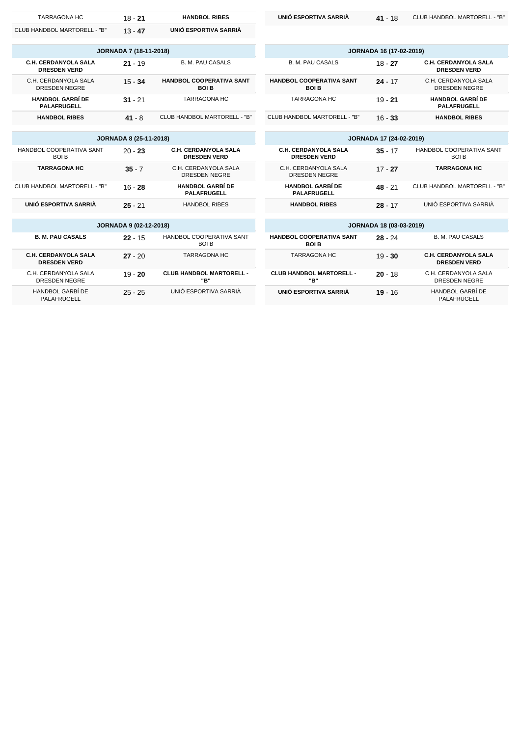| | | |
|---|---|---|
| TARRAGONA HC | 18 - **21** | **HANDBOL RIBES** |
| CLUB HANDBOL MARTORELL - "B" | 13 - **47** | **UNIÓ ESPORTIVA SARRIÀ** |

| | | |
|---|---|---|
| **UNIÓ ESPORTIVA SARRIÀ** | **41** - 18 | CLUB HANDBOL MARTORELL - "B" |

| JORNADA 7 (18-11-2018) | | |
|---|---|---|
| **C.H. CERDANYOLA SALA DRESDEN VERD** | **21** - 19 | B. M. PAU CASALS |
| C.H. CERDANYOLA SALA DRESDEN NEGRE | 15 - **34** | **HANDBOL COOPERATIVA SANT BOI B** |
| **HANDBOL GARBÍ DE PALAFRUGELL** | **31** - 21 | TARRAGONA HC |
| **HANDBOL RIBES** | **41** - 8 | CLUB HANDBOL MARTORELL - "B" |

| JORNADA 16 (17-02-2019) | | |
|---|---|---|
| B. M. PAU CASALS | 18 - **27** | **C.H. CERDANYOLA SALA DRESDEN VERD** |
| **HANDBOL COOPERATIVA SANT BOI B** | **24** - 17 | C.H. CERDANYOLA SALA DRESDEN NEGRE |
| TARRAGONA HC | 19 - **21** | **HANDBOL GARBÍ DE PALAFRUGELL** |
| CLUB HANDBOL MARTORELL - "B" | 16 - **33** | **HANDBOL RIBES** |

| JORNADA 8 (25-11-2018) | | |
|---|---|---|
| HANDBOL COOPERATIVA SANT BOI B | 20 - **23** | **C.H. CERDANYOLA SALA DRESDEN VERD** |
| **TARRAGONA HC** | **35** - 7 | C.H. CERDANYOLA SALA DRESDEN NEGRE |
| CLUB HANDBOL MARTORELL - "B" | 16 - **28** | **HANDBOL GARBÍ DE PALAFRUGELL** |
| **UNIÓ ESPORTIVA SARRIÀ** | **25** - 21 | HANDBOL RIBES |

| JORNADA 17 (24-02-2019) | | |
|---|---|---|
| **C.H. CERDANYOLA SALA DRESDEN VERD** | **35** - 17 | HANDBOL COOPERATIVA SANT BOI B |
| C.H. CERDANYOLA SALA DRESDEN NEGRE | 17 - **27** | **TARRAGONA HC** |
| **HANDBOL GARBÍ DE PALAFRUGELL** | **48** - 21 | CLUB HANDBOL MARTORELL - "B" |
| **HANDBOL RIBES** | **28** - 17 | UNIÓ ESPORTIVA SARRIÀ |

| JORNADA 9 (02-12-2018) | | |
|---|---|---|
| **B. M. PAU CASALS** | **22** - 15 | HANDBOL COOPERATIVA SANT BOI B |
| **C.H. CERDANYOLA SALA DRESDEN VERD** | **27** - 20 | TARRAGONA HC |
| C.H. CERDANYOLA SALA DRESDEN NEGRE | 19 - **20** | **CLUB HANDBOL MARTORELL - "B"** |
| HANDBOL GARBÍ DE PALAFRUGELL | 25 - 25 | UNIÓ ESPORTIVA SARRIÀ |

| JORNADA 18 (03-03-2019) | | |
|---|---|---|
| **HANDBOL COOPERATIVA SANT BOI B** | **28** - 24 | B. M. PAU CASALS |
| TARRAGONA HC | 19 - **30** | **C.H. CERDANYOLA SALA DRESDEN VERD** |
| **CLUB HANDBOL MARTORELL - "B"** | **20** - 18 | C.H. CERDANYOLA SALA DRESDEN NEGRE |
| **UNIÓ ESPORTIVA SARRIÀ** | **19** - 16 | HANDBOL GARBÍ DE PALAFRUGELL |